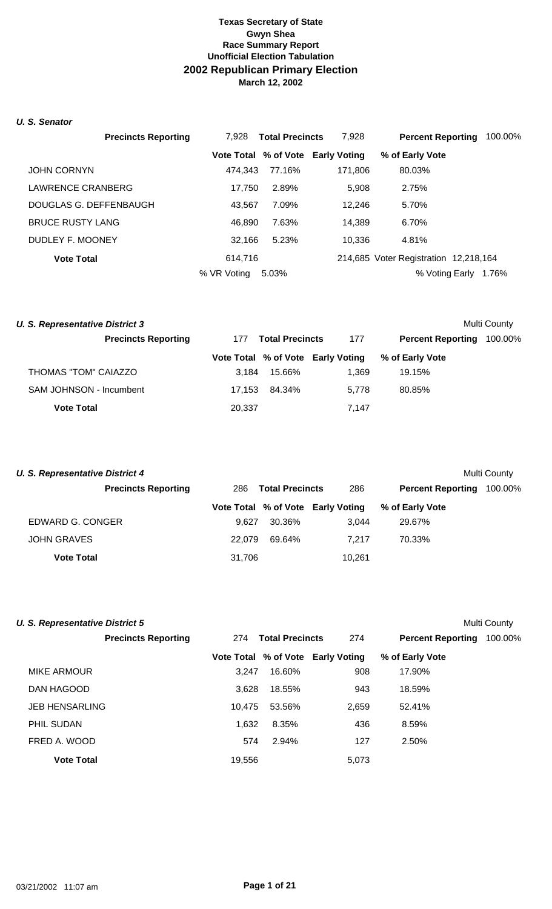# Texas Secretary of State
## Gwyn Shea
## Race Summary Report
## Unofficial Election Tabulation
## 2002 Republican Primary Election
### March 12, 2002

### *U. S. Senator*

| Precincts Reporting | 7,928 | Total Precincts | 7,928 | Percent Reporting | 100.00% |
|---|---|---|---|---|---|
| | **Vote Total** | **% of Vote** | **Early Voting** | **% of Early Vote** | |
| JOHN CORNYN | 474,343 | 77.16% | 171,806 | 80.03% | |
| LAWRENCE CRANBERG | 17,750 | 2.89% | 5,908 | 2.75% | |
| DOUGLAS G. DEFFENBAUGH | 43,567 | 7.09% | 12,246 | 5.70% | |
| BRUCE RUSTY LANG | 46,890 | 7.63% | 14,389 | 6.70% | |
| DUDLEY F. MOONEY | 32,166 | 5.23% | 10,336 | 4.81% | |
| **Vote Total** | 614,716 | | 214,685 | Voter Registration | 12,218,164 |
| | % VR Voting | 5.03% | | % Voting Early | 1.76% |

### *U. S. Representative District 3*

Multi County

| Precincts Reporting | 177 | Total Precincts | 177 | Percent Reporting | 100.00% |
|---|---|---|---|---|---|
| | **Vote Total** | **% of Vote** | **Early Voting** | **% of Early Vote** | |
| THOMAS "TOM" CAIAZZO | 3,184 | 15.66% | 1,369 | 19.15% | |
| SAM JOHNSON - Incumbent | 17,153 | 84.34% | 5,778 | 80.85% | |
| **Vote Total** | 20,337 | | 7,147 | | |

### *U. S. Representative District 4*

Multi County

| Precincts Reporting | 286 | Total Precincts | 286 | Percent Reporting | 100.00% |
|---|---|---|---|---|---|
| | **Vote Total** | **% of Vote** | **Early Voting** | **% of Early Vote** | |
| EDWARD G. CONGER | 9,627 | 30.36% | 3,044 | 29.67% | |
| JOHN GRAVES | 22,079 | 69.64% | 7,217 | 70.33% | |
| **Vote Total** | 31,706 | | 10,261 | | |

### *U. S. Representative District 5*

Multi County

| Precincts Reporting | 274 | Total Precincts | 274 | Percent Reporting | 100.00% |
|---|---|---|---|---|---|
| | **Vote Total** | **% of Vote** | **Early Voting** | **% of Early Vote** | |
| MIKE ARMOUR | 3,247 | 16.60% | 908 | 17.90% | |
| DAN HAGOOD | 3,628 | 18.55% | 943 | 18.59% | |
| JEB HENSARLING | 10,475 | 53.56% | 2,659 | 52.41% | |
| PHIL SUDAN | 1,632 | 8.35% | 436 | 8.59% | |
| FRED A. WOOD | 574 | 2.94% | 127 | 2.50% | |
| **Vote Total** | 19,556 | | 5,073 | | |

03/21/2002 11:07 am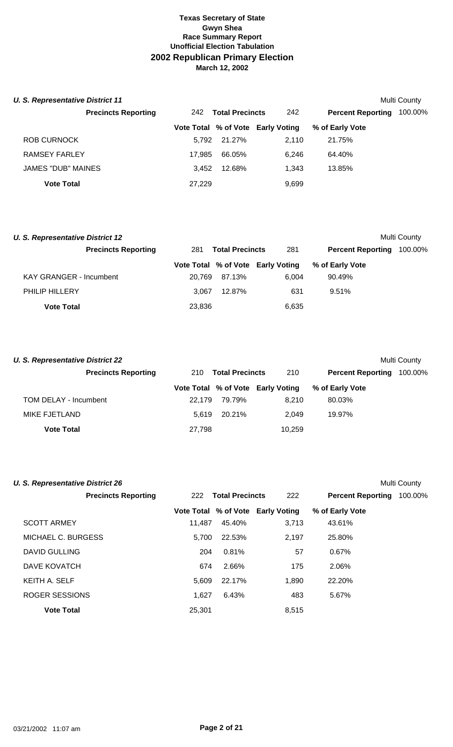# Texas Secretary of State
## Gwyn Shea
## Race Summary Report
## Unofficial Election Tabulation
## 2002 Republican Primary Election
## March 12, 2002

***U. S. Representative District 11*** — Multi County

**Precincts Reporting** 242 — **Total Precincts** 242 — **Percent Reporting** 100.00%

| | Vote Total | % of Vote | Early Voting | % of Early Vote |
|---|---|---|---|---|
| ROB CURNOCK | 5,792 | 21.27% | 2,110 | 21.75% |
| RAMSEY FARLEY | 17,985 | 66.05% | 6,246 | 64.40% |
| JAMES "DUB" MAINES | 3,452 | 12.68% | 1,343 | 13.85% |
| **Vote Total** | 27,229 | | 9,699 | |

***U. S. Representative District 12*** — Multi County

**Precincts Reporting** 281 — **Total Precincts** 281 — **Percent Reporting** 100.00%

| | Vote Total | % of Vote | Early Voting | % of Early Vote |
|---|---|---|---|---|
| KAY GRANGER - Incumbent | 20,769 | 87.13% | 6,004 | 90.49% |
| PHILIP HILLERY | 3,067 | 12.87% | 631 | 9.51% |
| **Vote Total** | 23,836 | | 6,635 | |

***U. S. Representative District 22*** — Multi County

**Precincts Reporting** 210 — **Total Precincts** 210 — **Percent Reporting** 100.00%

| | Vote Total | % of Vote | Early Voting | % of Early Vote |
|---|---|---|---|---|
| TOM DELAY - Incumbent | 22,179 | 79.79% | 8,210 | 80.03% |
| MIKE FJETLAND | 5,619 | 20.21% | 2,049 | 19.97% |
| **Vote Total** | 27,798 | | 10,259 | |

***U. S. Representative District 26*** — Multi County

**Precincts Reporting** 222 — **Total Precincts** 222 — **Percent Reporting** 100.00%

| | Vote Total | % of Vote | Early Voting | % of Early Vote |
|---|---|---|---|---|
| SCOTT ARMEY | 11,487 | 45.40% | 3,713 | 43.61% |
| MICHAEL C. BURGESS | 5,700 | 22.53% | 2,197 | 25.80% |
| DAVID GULLING | 204 | 0.81% | 57 | 0.67% |
| DAVE KOVATCH | 674 | 2.66% | 175 | 2.06% |
| KEITH A. SELF | 5,609 | 22.17% | 1,890 | 22.20% |
| ROGER SESSIONS | 1,627 | 6.43% | 483 | 5.67% |
| **Vote Total** | 25,301 | | 8,515 | |

03/21/2002 11:07 am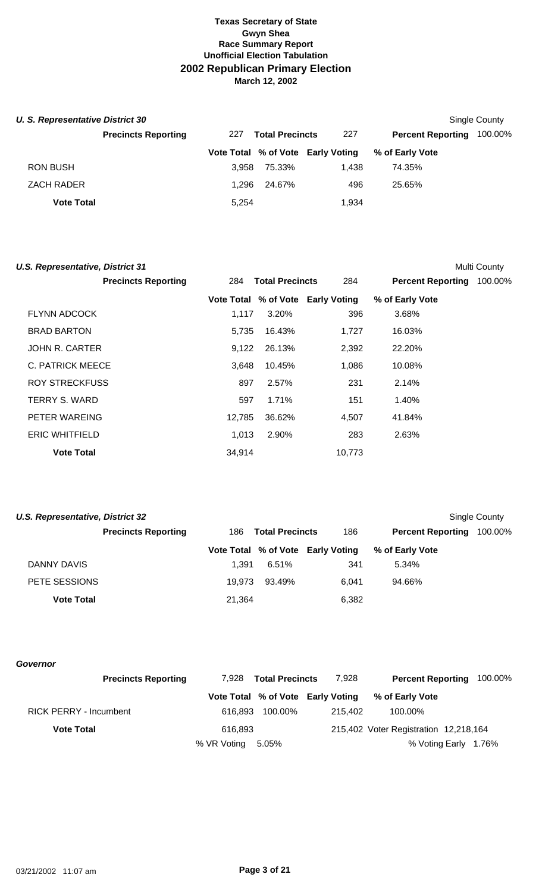**Texas Secretary of State**
**Gwyn Shea**
**Race Summary Report**
**Unofficial Election Tabulation**
## 2002 Republican Primary Election
**March 12, 2002**

### *U. S. Representative District 30*

Single County

| Precincts Reporting | 227 | Total Precincts | 227 | Percent Reporting | 100.00% |
|---|---|---|---|---|---|

| | Vote Total | % of Vote | Early Voting | % of Early Vote |
|---|---|---|---|---|
| RON BUSH | 3,958 | 75.33% | 1,438 | 74.35% |
| ZACH RADER | 1,296 | 24.67% | 496 | 25.65% |
| **Vote Total** | 5,254 | | 1,934 | |

### *U.S. Representative, District 31*

Multi County

| Precincts Reporting | 284 | Total Precincts | 284 | Percent Reporting | 100.00% |
|---|---|---|---|---|---|

| | Vote Total | % of Vote | Early Voting | % of Early Vote |
|---|---|---|---|---|
| FLYNN ADCOCK | 1,117 | 3.20% | 396 | 3.68% |
| BRAD BARTON | 5,735 | 16.43% | 1,727 | 16.03% |
| JOHN R. CARTER | 9,122 | 26.13% | 2,392 | 22.20% |
| C. PATRICK MEECE | 3,648 | 10.45% | 1,086 | 10.08% |
| ROY STRECKFUSS | 897 | 2.57% | 231 | 2.14% |
| TERRY S. WARD | 597 | 1.71% | 151 | 1.40% |
| PETER WAREING | 12,785 | 36.62% | 4,507 | 41.84% |
| ERIC WHITFIELD | 1,013 | 2.90% | 283 | 2.63% |
| **Vote Total** | 34,914 | | 10,773 | |

### *U.S. Representative, District 32*

Single County

| Precincts Reporting | 186 | Total Precincts | 186 | Percent Reporting | 100.00% |
|---|---|---|---|---|---|

| | Vote Total | % of Vote | Early Voting | % of Early Vote |
|---|---|---|---|---|
| DANNY DAVIS | 1,391 | 6.51% | 341 | 5.34% |
| PETE SESSIONS | 19,973 | 93.49% | 6,041 | 94.66% |
| **Vote Total** | 21,364 | | 6,382 | |

### *Governor*

| Precincts Reporting | 7,928 | Total Precincts | 7,928 | Percent Reporting | 100.00% |
|---|---|---|---|---|---|

| | Vote Total | % of Vote | Early Voting | % of Early Vote |
|---|---|---|---|---|
| RICK PERRY - Incumbent | 616,893 | 100.00% | 215,402 | 100.00% |
| **Vote Total** | 616,893 | | 215,402 | Voter Registration 12,218,164 |
| | % VR Voting | 5.05% | | % Voting Early 1.76% |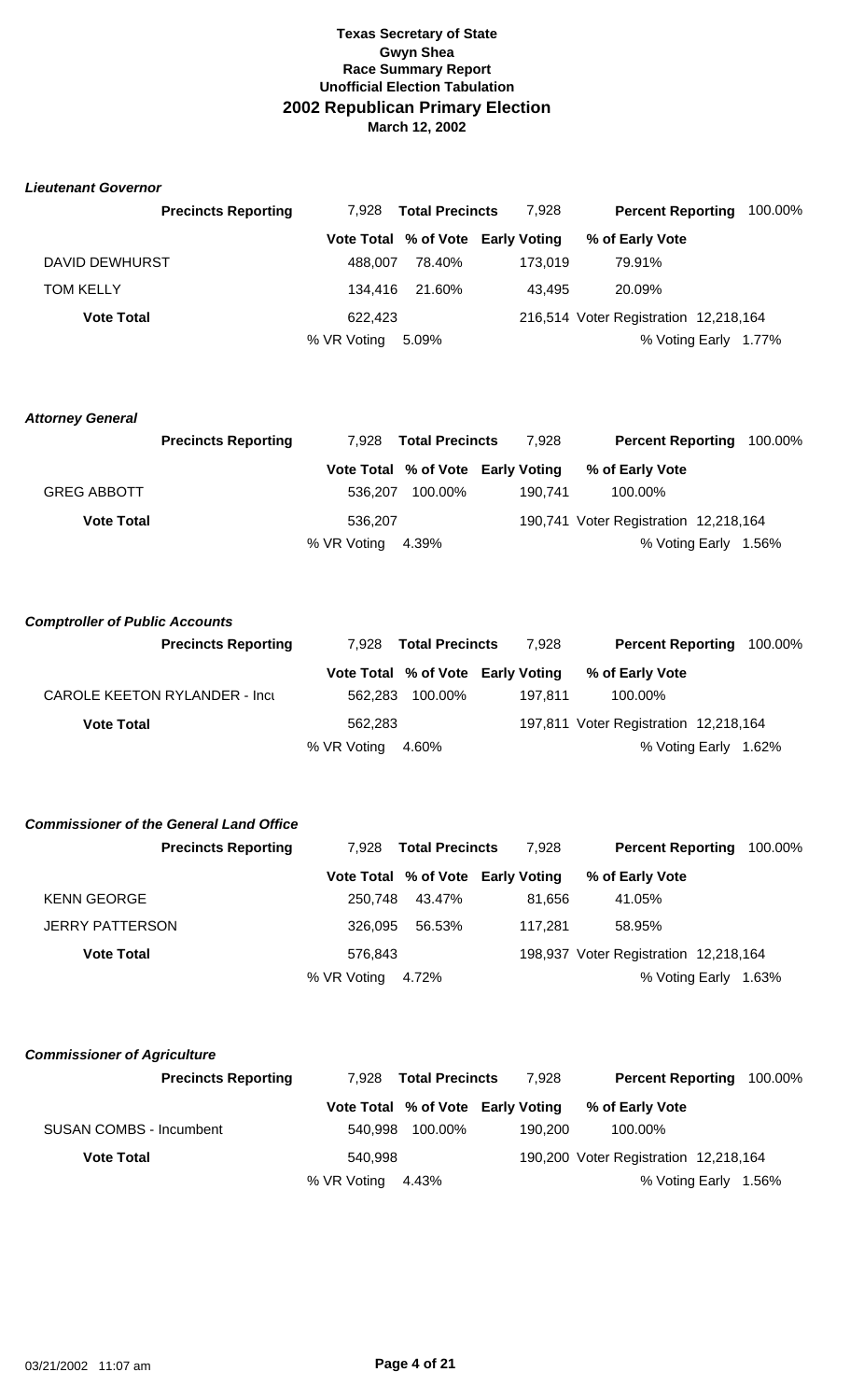# Texas Secretary of State
## Gwyn Shea
## Race Summary Report
## Unofficial Election Tabulation
## 2002 Republican Primary Election
### March 12, 2002

### *Lieutenant Governor*

| Precincts Reporting | 7,928 | Total Precincts | 7,928 | Percent Reporting | 100.00% |
|---|---|---|---|---|---|
| | **Vote Total** | **% of Vote** | **Early Voting** | **% of Early Vote** | |
| DAVID DEWHURST | 488,007 | 78.40% | 173,019 | 79.91% | |
| TOM KELLY | 134,416 | 21.60% | 43,495 | 20.09% | |
| **Vote Total** | 622,423 | | 216,514 | Voter Registration | 12,218,164 |
| | % VR Voting | 5.09% | | % Voting Early | 1.77% |

### *Attorney General*

| Precincts Reporting | 7,928 | Total Precincts | 7,928 | Percent Reporting | 100.00% |
|---|---|---|---|---|---|
| | **Vote Total** | **% of Vote** | **Early Voting** | **% of Early Vote** | |
| GREG ABBOTT | 536,207 | 100.00% | 190,741 | 100.00% | |
| **Vote Total** | 536,207 | | 190,741 | Voter Registration | 12,218,164 |
| | % VR Voting | 4.39% | | % Voting Early | 1.56% |

### *Comptroller of Public Accounts*

| Precincts Reporting | 7,928 | Total Precincts | 7,928 | Percent Reporting | 100.00% |
|---|---|---|---|---|---|
| | **Vote Total** | **% of Vote** | **Early Voting** | **% of Early Vote** | |
| CAROLE KEETON RYLANDER - Incu | 562,283 | 100.00% | 197,811 | 100.00% | |
| **Vote Total** | 562,283 | | 197,811 | Voter Registration | 12,218,164 |
| | % VR Voting | 4.60% | | % Voting Early | 1.62% |

### *Commissioner of the General Land Office*

| Precincts Reporting | 7,928 | Total Precincts | 7,928 | Percent Reporting | 100.00% |
|---|---|---|---|---|---|
| | **Vote Total** | **% of Vote** | **Early Voting** | **% of Early Vote** | |
| KENN GEORGE | 250,748 | 43.47% | 81,656 | 41.05% | |
| JERRY PATTERSON | 326,095 | 56.53% | 117,281 | 58.95% | |
| **Vote Total** | 576,843 | | 198,937 | Voter Registration | 12,218,164 |
| | % VR Voting | 4.72% | | % Voting Early | 1.63% |

### *Commissioner of Agriculture*

| Precincts Reporting | 7,928 | Total Precincts | 7,928 | Percent Reporting | 100.00% |
|---|---|---|---|---|---|
| | **Vote Total** | **% of Vote** | **Early Voting** | **% of Early Vote** | |
| SUSAN COMBS - Incumbent | 540,998 | 100.00% | 190,200 | 100.00% | |
| **Vote Total** | 540,998 | | 190,200 | Voter Registration | 12,218,164 |
| | % VR Voting | 4.43% | | % Voting Early | 1.56% |

03/21/2002 11:07 am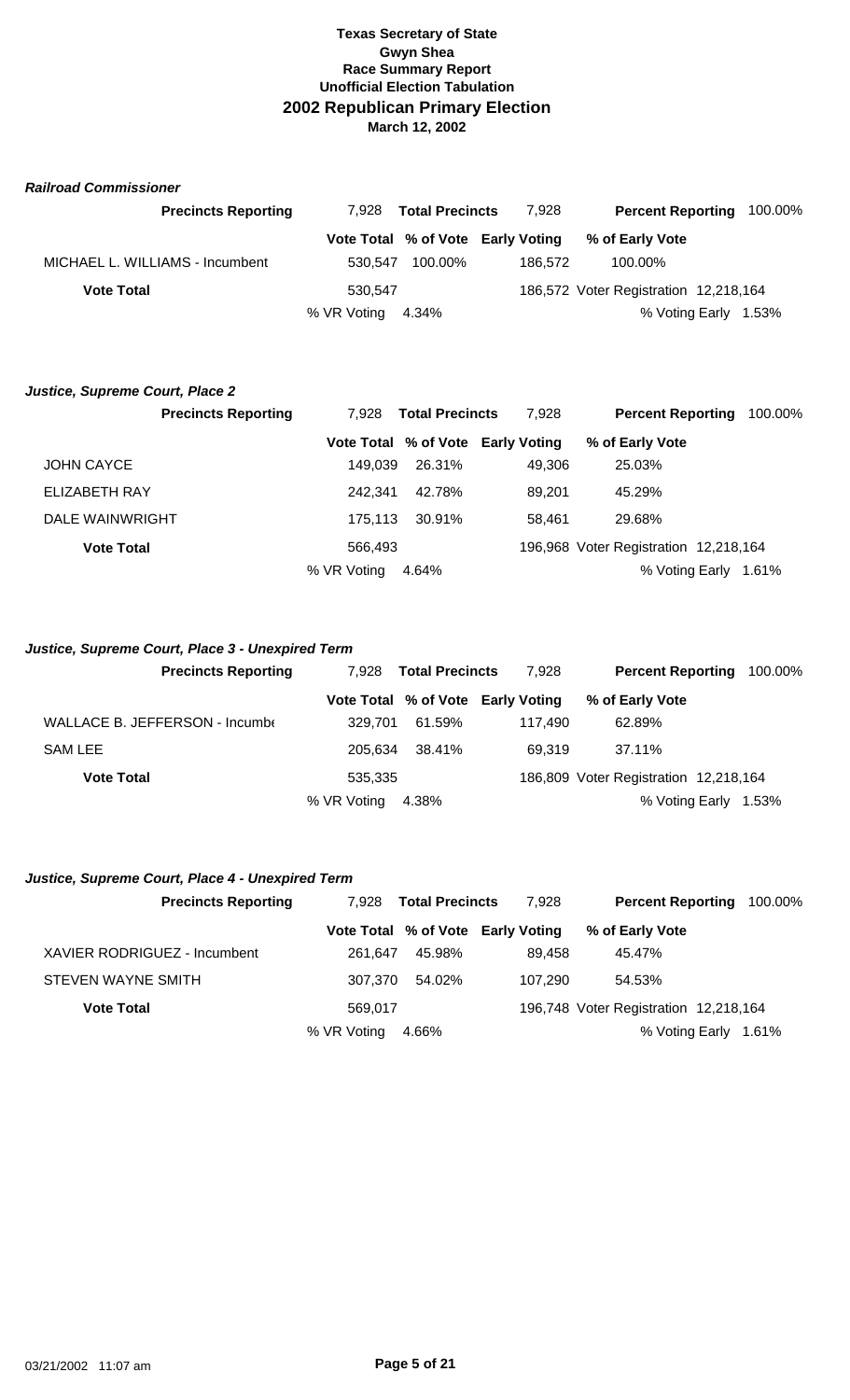**Texas Secretary of State**
**Gwyn Shea**
**Race Summary Report**
**Unofficial Election Tabulation**
## 2002 Republican Primary Election
**March 12, 2002**

### *Railroad Commissioner*

| **Precincts Reporting** | 7,928 | **Total Precincts** | 7,928 | **Percent Reporting** | 100.00% |
|---|---|---|---|---|---|
| | **Vote Total** | **% of Vote** | **Early Voting** | **% of Early Vote** | |
| MICHAEL L. WILLIAMS - Incumbent | 530,547 | 100.00% | 186,572 | 100.00% | |
| **Vote Total** | 530,547 | | 186,572 | Voter Registration | 12,218,164 |
| | % VR Voting | 4.34% | | % Voting Early | 1.53% |

### *Justice, Supreme Court, Place 2*

| **Precincts Reporting** | 7,928 | **Total Precincts** | 7,928 | **Percent Reporting** | 100.00% |
|---|---|---|---|---|---|
| | **Vote Total** | **% of Vote** | **Early Voting** | **% of Early Vote** | |
| JOHN CAYCE | 149,039 | 26.31% | 49,306 | 25.03% | |
| ELIZABETH RAY | 242,341 | 42.78% | 89,201 | 45.29% | |
| DALE WAINWRIGHT | 175,113 | 30.91% | 58,461 | 29.68% | |
| **Vote Total** | 566,493 | | 196,968 | Voter Registration | 12,218,164 |
| | % VR Voting | 4.64% | | % Voting Early | 1.61% |

### *Justice, Supreme Court, Place 3 - Unexpired Term*

| **Precincts Reporting** | 7,928 | **Total Precincts** | 7,928 | **Percent Reporting** | 100.00% |
|---|---|---|---|---|---|
| | **Vote Total** | **% of Vote** | **Early Voting** | **% of Early Vote** | |
| WALLACE B. JEFFERSON - Incumbe | 329,701 | 61.59% | 117,490 | 62.89% | |
| SAM LEE | 205,634 | 38.41% | 69,319 | 37.11% | |
| **Vote Total** | 535,335 | | 186,809 | Voter Registration | 12,218,164 |
| | % VR Voting | 4.38% | | % Voting Early | 1.53% |

### *Justice, Supreme Court, Place 4 - Unexpired Term*

| **Precincts Reporting** | 7,928 | **Total Precincts** | 7,928 | **Percent Reporting** | 100.00% |
|---|---|---|---|---|---|
| | **Vote Total** | **% of Vote** | **Early Voting** | **% of Early Vote** | |
| XAVIER RODRIGUEZ - Incumbent | 261,647 | 45.98% | 89,458 | 45.47% | |
| STEVEN WAYNE SMITH | 307,370 | 54.02% | 107,290 | 54.53% | |
| **Vote Total** | 569,017 | | 196,748 | Voter Registration | 12,218,164 |
| | % VR Voting | 4.66% | | % Voting Early | 1.61% |

03/21/2002 11:07 am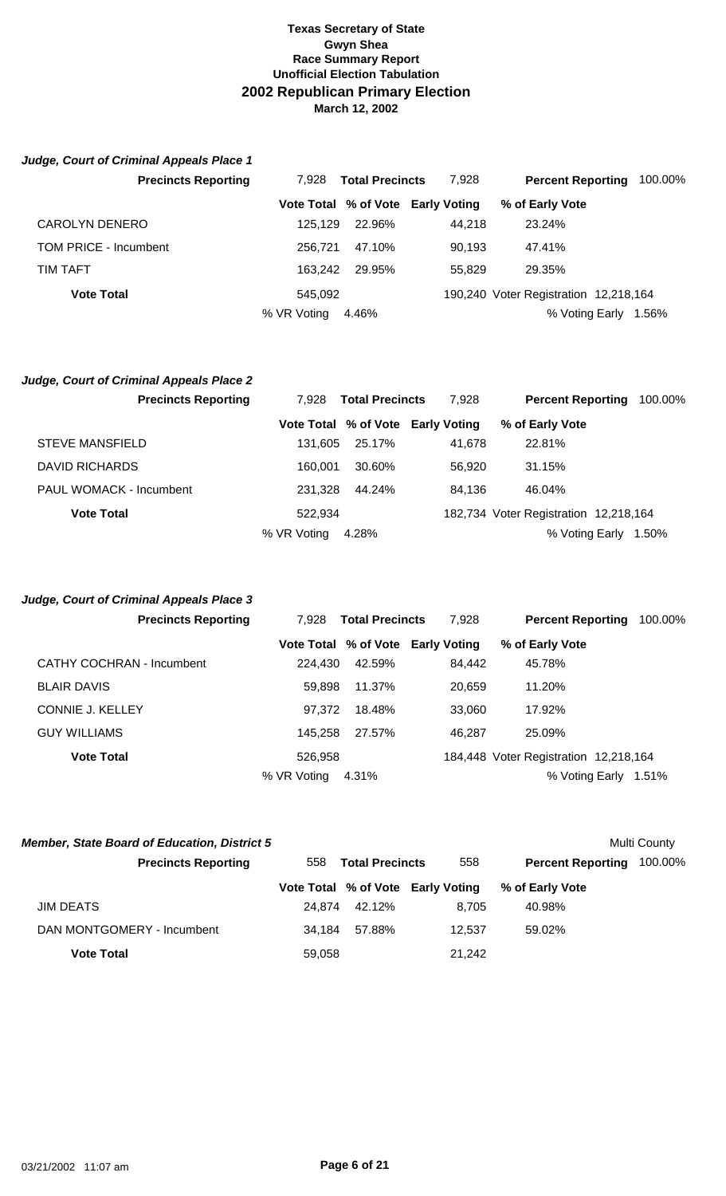**Texas Secretary of State**
**Gwyn Shea**
**Race Summary Report**
**Unofficial Election Tabulation**

## 2002 Republican Primary Election

**March 12, 2002**

### *Judge, Court of Criminal Appeals Place 1*

| **Precincts Reporting** | 7,928 | **Total Precincts** | 7,928 | **Percent Reporting** | 100.00% |
|---|---|---|---|---|---|
| | **Vote Total** | **% of Vote** | **Early Voting** | **% of Early Vote** | |
| CAROLYN DENERO | 125,129 | 22.96% | 44,218 | 23.24% | |
| TOM PRICE - Incumbent | 256,721 | 47.10% | 90,193 | 47.41% | |
| TIM TAFT | 163,242 | 29.95% | 55,829 | 29.35% | |
| **Vote Total** | 545,092 | | 190,240 | Voter Registration | 12,218,164 |
| | % VR Voting | 4.46% | | % Voting Early | 1.56% |

### *Judge, Court of Criminal Appeals Place 2*

| **Precincts Reporting** | 7,928 | **Total Precincts** | 7,928 | **Percent Reporting** | 100.00% |
|---|---|---|---|---|---|
| | **Vote Total** | **% of Vote** | **Early Voting** | **% of Early Vote** | |
| STEVE MANSFIELD | 131,605 | 25.17% | 41,678 | 22.81% | |
| DAVID RICHARDS | 160,001 | 30.60% | 56,920 | 31.15% | |
| PAUL WOMACK - Incumbent | 231,328 | 44.24% | 84,136 | 46.04% | |
| **Vote Total** | 522,934 | | 182,734 | Voter Registration | 12,218,164 |
| | % VR Voting | 4.28% | | % Voting Early | 1.50% |

### *Judge, Court of Criminal Appeals Place 3*

| **Precincts Reporting** | 7,928 | **Total Precincts** | 7,928 | **Percent Reporting** | 100.00% |
|---|---|---|---|---|---|
| | **Vote Total** | **% of Vote** | **Early Voting** | **% of Early Vote** | |
| CATHY COCHRAN - Incumbent | 224,430 | 42.59% | 84,442 | 45.78% | |
| BLAIR DAVIS | 59,898 | 11.37% | 20,659 | 11.20% | |
| CONNIE J. KELLEY | 97,372 | 18.48% | 33,060 | 17.92% | |
| GUY WILLIAMS | 145,258 | 27.57% | 46,287 | 25.09% | |
| **Vote Total** | 526,958 | | 184,448 | Voter Registration | 12,218,164 |
| | % VR Voting | 4.31% | | % Voting Early | 1.51% |

### *Member, State Board of Education, District 5*

Multi County

| **Precincts Reporting** | 558 | **Total Precincts** | 558 | **Percent Reporting** | 100.00% |
|---|---|---|---|---|---|
| | **Vote Total** | **% of Vote** | **Early Voting** | **% of Early Vote** | |
| JIM DEATS | 24,874 | 42.12% | 8,705 | 40.98% | |
| DAN MONTGOMERY - Incumbent | 34,184 | 57.88% | 12,537 | 59.02% | |
| **Vote Total** | 59,058 | | 21,242 | | |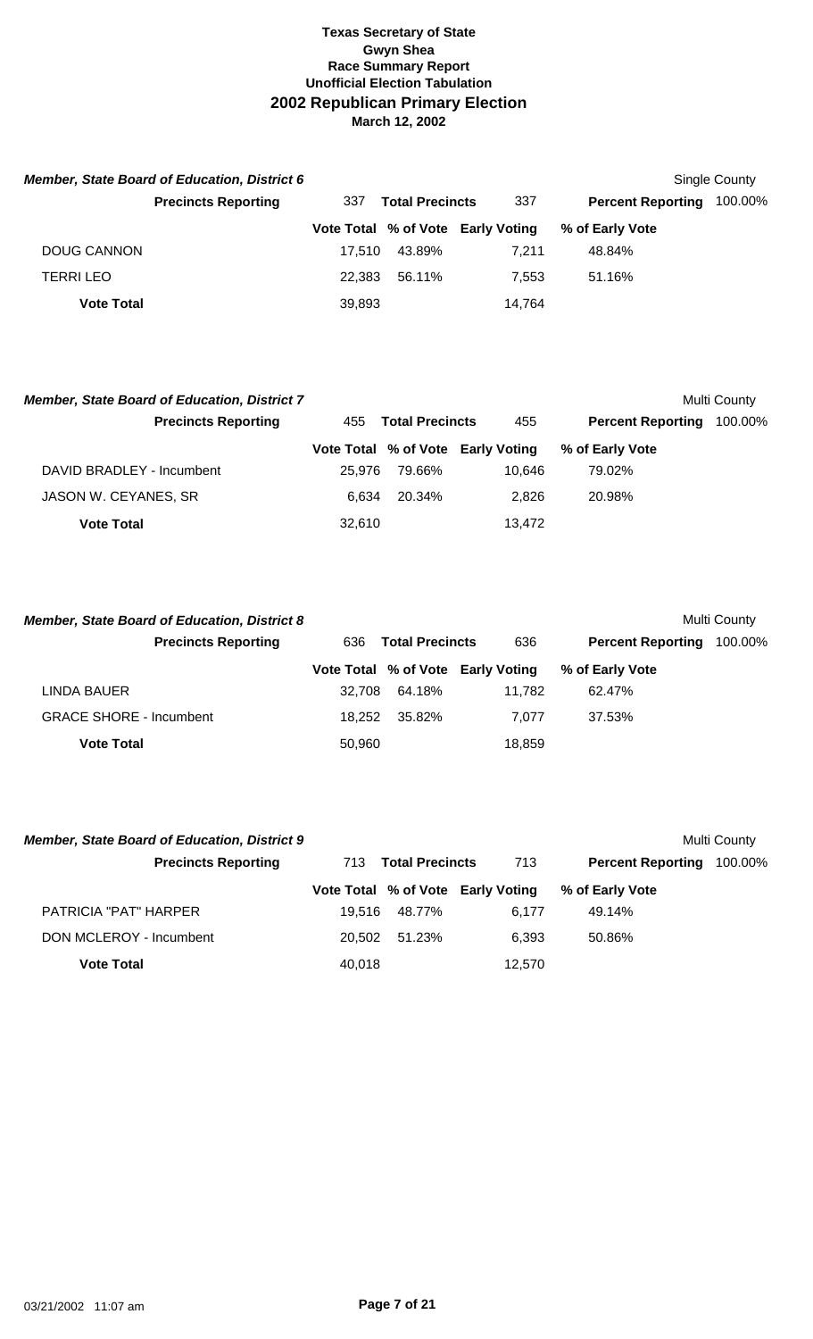**Texas Secretary of State**
**Gwyn Shea**
**Race Summary Report**
**Unofficial Election Tabulation**
# 2002 Republican Primary Election
**March 12, 2002**

### *Member, State Board of Education, District 6*

Single County

| Precincts Reporting | 337 | Total Precincts | 337 | Percent Reporting | 100.00% |
|---|---|---|---|---|---|

| | Vote Total | % of Vote | Early Voting | % of Early Vote |
|---|---|---|---|---|
| DOUG CANNON | 17,510 | 43.89% | 7,211 | 48.84% |
| TERRI LEO | 22,383 | 56.11% | 7,553 | 51.16% |
| **Vote Total** | 39,893 | | 14,764 | |

### *Member, State Board of Education, District 7*

Multi County

| Precincts Reporting | 455 | Total Precincts | 455 | Percent Reporting | 100.00% |
|---|---|---|---|---|---|

| | Vote Total | % of Vote | Early Voting | % of Early Vote |
|---|---|---|---|---|
| DAVID BRADLEY - Incumbent | 25,976 | 79.66% | 10,646 | 79.02% |
| JASON W. CEYANES, SR | 6,634 | 20.34% | 2,826 | 20.98% |
| **Vote Total** | 32,610 | | 13,472 | |

### *Member, State Board of Education, District 8*

Multi County

| Precincts Reporting | 636 | Total Precincts | 636 | Percent Reporting | 100.00% |
|---|---|---|---|---|---|

| | Vote Total | % of Vote | Early Voting | % of Early Vote |
|---|---|---|---|---|
| LINDA BAUER | 32,708 | 64.18% | 11,782 | 62.47% |
| GRACE SHORE - Incumbent | 18,252 | 35.82% | 7,077 | 37.53% |
| **Vote Total** | 50,960 | | 18,859 | |

### *Member, State Board of Education, District 9*

Multi County

| Precincts Reporting | 713 | Total Precincts | 713 | Percent Reporting | 100.00% |
|---|---|---|---|---|---|

| | Vote Total | % of Vote | Early Voting | % of Early Vote |
|---|---|---|---|---|
| PATRICIA "PAT" HARPER | 19,516 | 48.77% | 6,177 | 49.14% |
| DON MCLEROY - Incumbent | 20,502 | 51.23% | 6,393 | 50.86% |
| **Vote Total** | 40,018 | | 12,570 | |

03/21/2002 11:07 am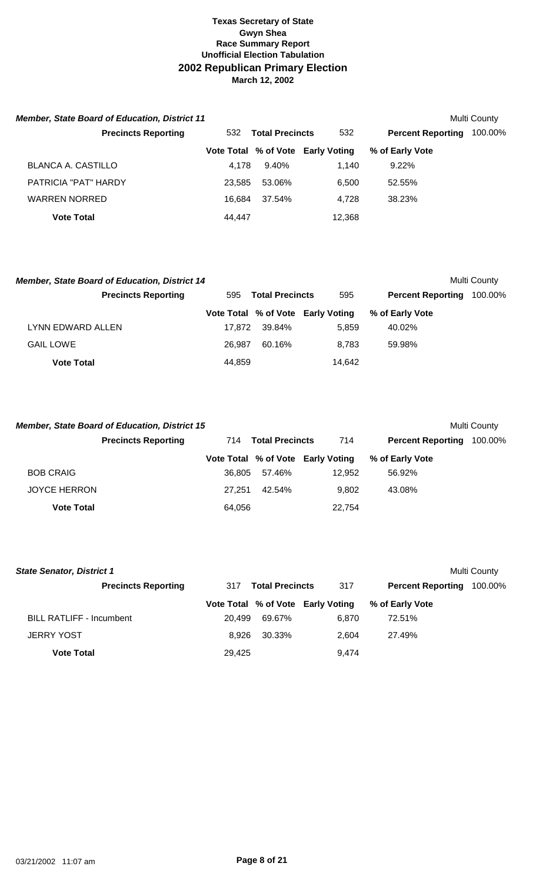**Texas Secretary of State**
**Gwyn Shea**
**Race Summary Report**
**Unofficial Election Tabulation**

## 2002 Republican Primary Election

**March 12, 2002**

### *Member, State Board of Education, District 11*

Multi County

**Precincts Reporting** 532 **Total Precincts** 532 **Percent Reporting** 100.00%

| | Vote Total | % of Vote | Early Voting | % of Early Vote |
|---|---|---|---|---|
| BLANCA A. CASTILLO | 4,178 | 9.40% | 1,140 | 9.22% |
| PATRICIA "PAT" HARDY | 23,585 | 53.06% | 6,500 | 52.55% |
| WARREN NORRED | 16,684 | 37.54% | 4,728 | 38.23% |
| **Vote Total** | 44,447 | | 12,368 | |

### *Member, State Board of Education, District 14*

Multi County

**Precincts Reporting** 595 **Total Precincts** 595 **Percent Reporting** 100.00%

| | Vote Total | % of Vote | Early Voting | % of Early Vote |
|---|---|---|---|---|
| LYNN EDWARD ALLEN | 17,872 | 39.84% | 5,859 | 40.02% |
| GAIL LOWE | 26,987 | 60.16% | 8,783 | 59.98% |
| **Vote Total** | 44,859 | | 14,642 | |

### *Member, State Board of Education, District 15*

Multi County

**Precincts Reporting** 714 **Total Precincts** 714 **Percent Reporting** 100.00%

| | Vote Total | % of Vote | Early Voting | % of Early Vote |
|---|---|---|---|---|
| BOB CRAIG | 36,805 | 57.46% | 12,952 | 56.92% |
| JOYCE HERRON | 27,251 | 42.54% | 9,802 | 43.08% |
| **Vote Total** | 64,056 | | 22,754 | |

### *State Senator, District 1*

Multi County

**Precincts Reporting** 317 **Total Precincts** 317 **Percent Reporting** 100.00%

| | Vote Total | % of Vote | Early Voting | % of Early Vote |
|---|---|---|---|---|
| BILL RATLIFF - Incumbent | 20,499 | 69.67% | 6,870 | 72.51% |
| JERRY YOST | 8,926 | 30.33% | 2,604 | 27.49% |
| **Vote Total** | 29,425 | | 9,474 | |

03/21/2002 11:07 am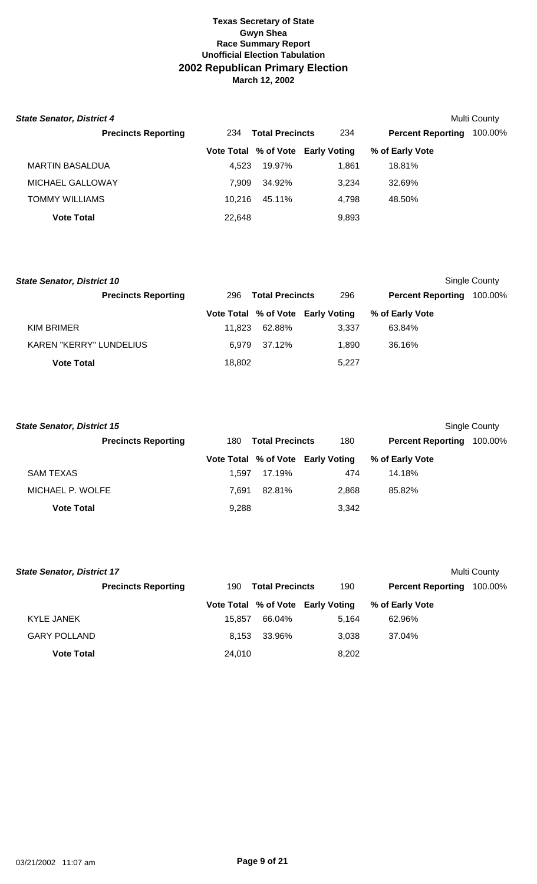# Texas Secretary of State
## Gwyn Shea
### Race Summary Report
### Unofficial Election Tabulation
## 2002 Republican Primary Election
### March 12, 2002

***State Senator, District 4*** — Multi County

**Precincts Reporting** 234 **Total Precincts** 234 **Percent Reporting** 100.00%

| | Vote Total | % of Vote | Early Voting | % of Early Vote |
|---|---|---|---|---|
| MARTIN BASALDUA | 4,523 | 19.97% | 1,861 | 18.81% |
| MICHAEL GALLOWAY | 7,909 | 34.92% | 3,234 | 32.69% |
| TOMMY WILLIAMS | 10,216 | 45.11% | 4,798 | 48.50% |
| **Vote Total** | 22,648 | | 9,893 | |

***State Senator, District 10*** — Single County

**Precincts Reporting** 296 **Total Precincts** 296 **Percent Reporting** 100.00%

| | Vote Total | % of Vote | Early Voting | % of Early Vote |
|---|---|---|---|---|
| KIM BRIMER | 11,823 | 62.88% | 3,337 | 63.84% |
| KAREN "KERRY" LUNDELIUS | 6,979 | 37.12% | 1,890 | 36.16% |
| **Vote Total** | 18,802 | | 5,227 | |

***State Senator, District 15*** — Single County

**Precincts Reporting** 180 **Total Precincts** 180 **Percent Reporting** 100.00%

| | Vote Total | % of Vote | Early Voting | % of Early Vote |
|---|---|---|---|---|
| SAM TEXAS | 1,597 | 17.19% | 474 | 14.18% |
| MICHAEL P. WOLFE | 7,691 | 82.81% | 2,868 | 85.82% |
| **Vote Total** | 9,288 | | 3,342 | |

***State Senator, District 17*** — Multi County

**Precincts Reporting** 190 **Total Precincts** 190 **Percent Reporting** 100.00%

| | Vote Total | % of Vote | Early Voting | % of Early Vote |
|---|---|---|---|---|
| KYLE JANEK | 15,857 | 66.04% | 5,164 | 62.96% |
| GARY POLLAND | 8,153 | 33.96% | 3,038 | 37.04% |
| **Vote Total** | 24,010 | | 8,202 | |

03/21/2002 11:07 am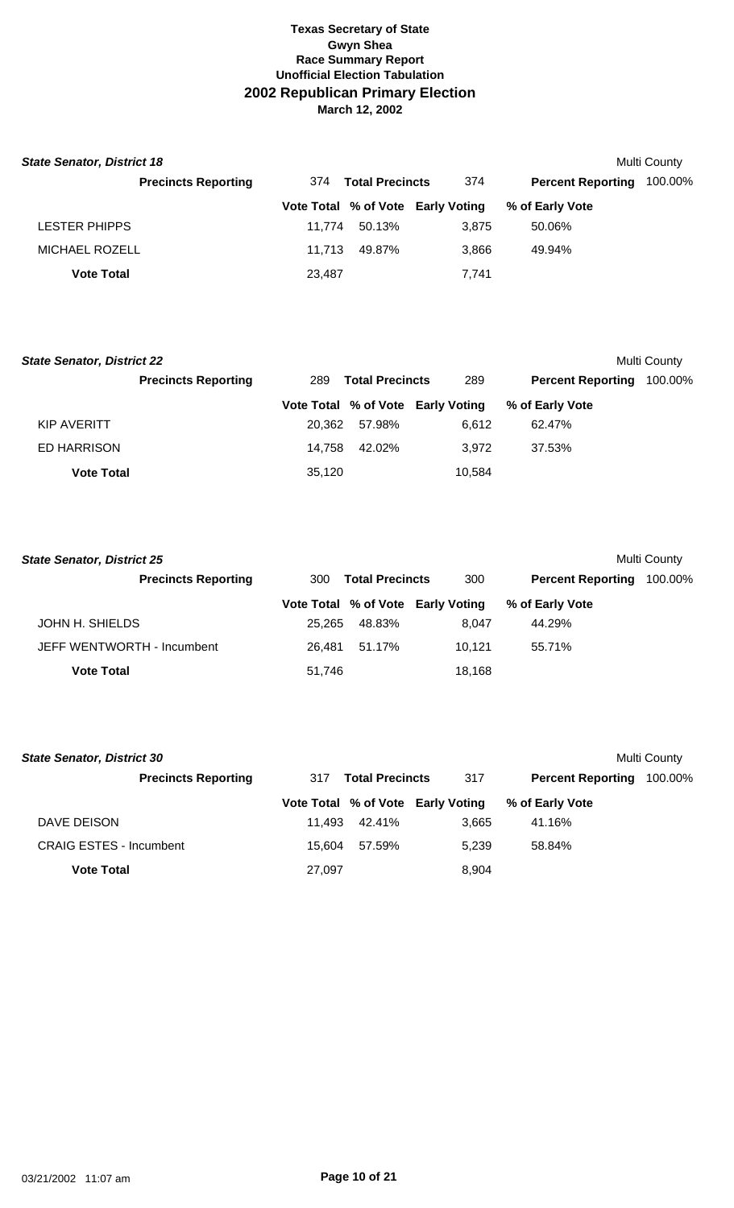**Texas Secretary of State**
**Gwyn Shea**
**Race Summary Report**
**Unofficial Election Tabulation**
## 2002 Republican Primary Election
**March 12, 2002**

### *State Senator, District 18*

Multi County

| Precincts Reporting | 374 | Total Precincts | 374 | Percent Reporting | 100.00% |
|---|---|---|---|---|---|
| | **Vote Total** | **% of Vote** | **Early Voting** | **% of Early Vote** | |
| LESTER PHIPPS | 11,774 | 50.13% | 3,875 | 50.06% | |
| MICHAEL ROZELL | 11,713 | 49.87% | 3,866 | 49.94% | |
| **Vote Total** | 23,487 | | 7,741 | | |

### *State Senator, District 22*

Multi County

| Precincts Reporting | 289 | Total Precincts | 289 | Percent Reporting | 100.00% |
|---|---|---|---|---|---|
| | **Vote Total** | **% of Vote** | **Early Voting** | **% of Early Vote** | |
| KIP AVERITT | 20,362 | 57.98% | 6,612 | 62.47% | |
| ED HARRISON | 14,758 | 42.02% | 3,972 | 37.53% | |
| **Vote Total** | 35,120 | | 10,584 | | |

### *State Senator, District 25*

Multi County

| Precincts Reporting | 300 | Total Precincts | 300 | Percent Reporting | 100.00% |
|---|---|---|---|---|---|
| | **Vote Total** | **% of Vote** | **Early Voting** | **% of Early Vote** | |
| JOHN H. SHIELDS | 25,265 | 48.83% | 8,047 | 44.29% | |
| JEFF WENTWORTH - Incumbent | 26,481 | 51.17% | 10,121 | 55.71% | |
| **Vote Total** | 51,746 | | 18,168 | | |

### *State Senator, District 30*

Multi County

| Precincts Reporting | 317 | Total Precincts | 317 | Percent Reporting | 100.00% |
|---|---|---|---|---|---|
| | **Vote Total** | **% of Vote** | **Early Voting** | **% of Early Vote** | |
| DAVE DEISON | 11,493 | 42.41% | 3,665 | 41.16% | |
| CRAIG ESTES - Incumbent | 15,604 | 57.59% | 5,239 | 58.84% | |
| **Vote Total** | 27,097 | | 8,904 | | |

03/21/2002 11:07 am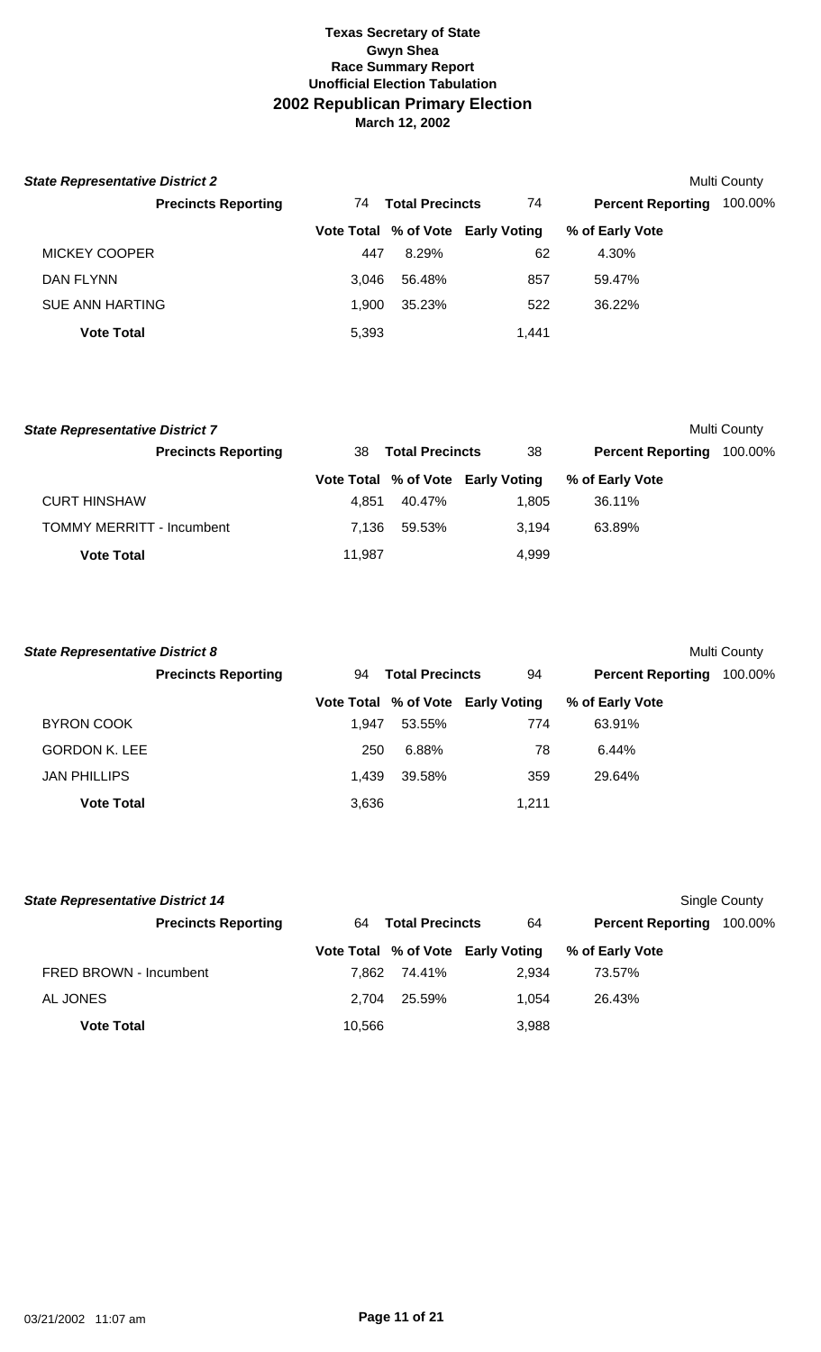**Texas Secretary of State**
**Gwyn Shea**
**Race Summary Report**
**Unofficial Election Tabulation**
**2002 Republican Primary Election**
**March 12, 2002**

### *State Representative District 2*

Multi County

**Precincts Reporting** 74 **Total Precincts** 74 **Percent Reporting** 100.00%

| | Vote Total | % of Vote | Early Voting | % of Early Vote |
|---|---|---|---|---|
| MICKEY COOPER | 447 | 8.29% | 62 | 4.30% |
| DAN FLYNN | 3,046 | 56.48% | 857 | 59.47% |
| SUE ANN HARTING | 1,900 | 35.23% | 522 | 36.22% |
| **Vote Total** | 5,393 | | 1,441 | |

### *State Representative District 7*

Multi County

**Precincts Reporting** 38 **Total Precincts** 38 **Percent Reporting** 100.00%

| | Vote Total | % of Vote | Early Voting | % of Early Vote |
|---|---|---|---|---|
| CURT HINSHAW | 4,851 | 40.47% | 1,805 | 36.11% |
| TOMMY MERRITT - Incumbent | 7,136 | 59.53% | 3,194 | 63.89% |
| **Vote Total** | 11,987 | | 4,999 | |

### *State Representative District 8*

Multi County

**Precincts Reporting** 94 **Total Precincts** 94 **Percent Reporting** 100.00%

| | Vote Total | % of Vote | Early Voting | % of Early Vote |
|---|---|---|---|---|
| BYRON COOK | 1,947 | 53.55% | 774 | 63.91% |
| GORDON K. LEE | 250 | 6.88% | 78 | 6.44% |
| JAN PHILLIPS | 1,439 | 39.58% | 359 | 29.64% |
| **Vote Total** | 3,636 | | 1,211 | |

### *State Representative District 14*

Single County

**Precincts Reporting** 64 **Total Precincts** 64 **Percent Reporting** 100.00%

| | Vote Total | % of Vote | Early Voting | % of Early Vote |
|---|---|---|---|---|
| FRED BROWN - Incumbent | 7,862 | 74.41% | 2,934 | 73.57% |
| AL JONES | 2,704 | 25.59% | 1,054 | 26.43% |
| **Vote Total** | 10,566 | | 3,988 | |

03/21/2002 11:07 am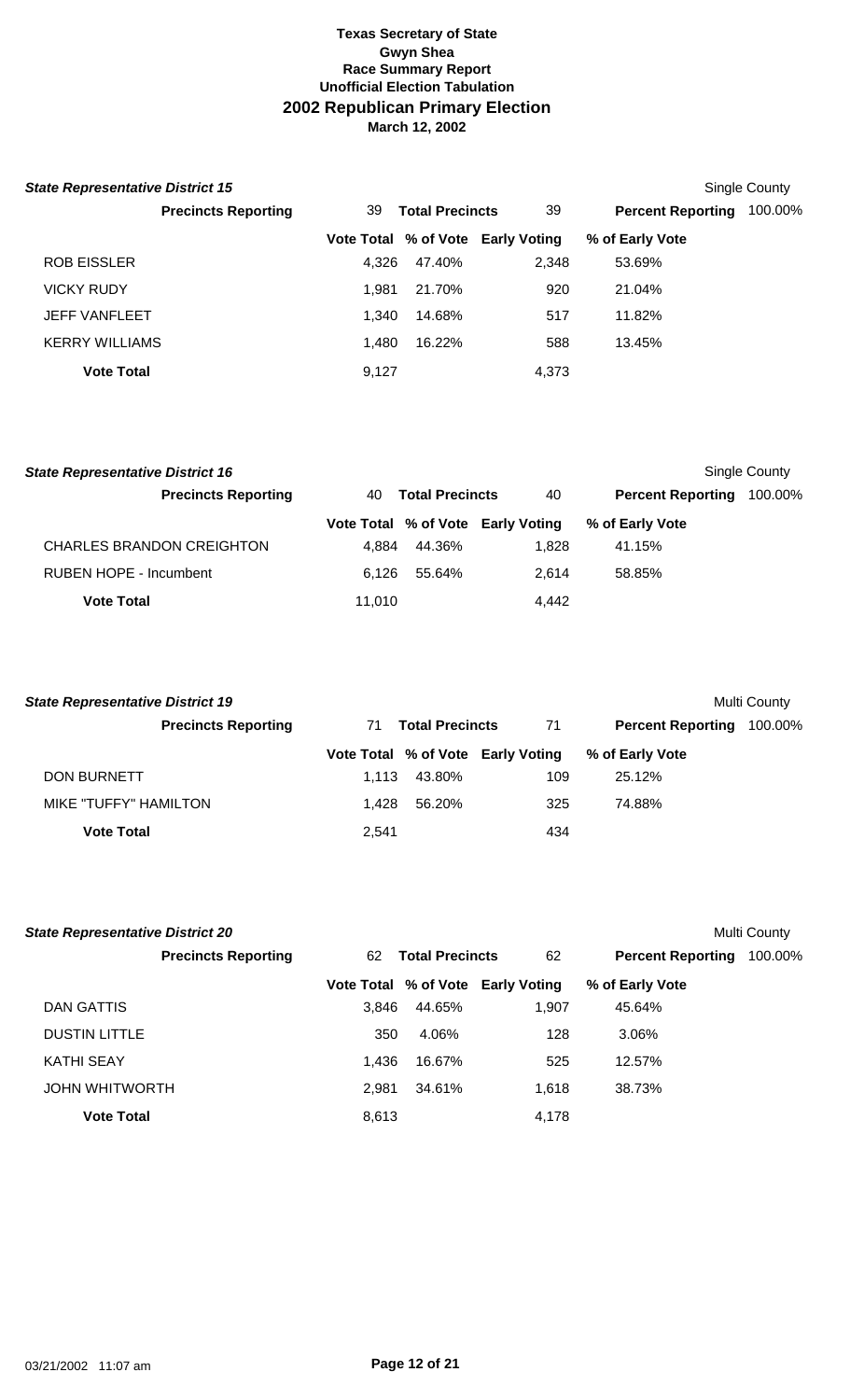**Texas Secretary of State**
**Gwyn Shea**
**Race Summary Report**
**Unofficial Election Tabulation**
## 2002 Republican Primary Election
**March 12, 2002**

***State Representative District 15*** — Single County

| Precincts Reporting | 39 | Total Precincts | 39 | Percent Reporting | 100.00% |
|---|---|---|---|---|---|
| | **Vote Total** | **% of Vote** | **Early Voting** | **% of Early Vote** | |
| ROB EISSLER | 4,326 | 47.40% | 2,348 | 53.69% | |
| VICKY RUDY | 1,981 | 21.70% | 920 | 21.04% | |
| JEFF VANFLEET | 1,340 | 14.68% | 517 | 11.82% | |
| KERRY WILLIAMS | 1,480 | 16.22% | 588 | 13.45% | |
| **Vote Total** | 9,127 | | 4,373 | | |

***State Representative District 16*** — Single County

| Precincts Reporting | 40 | Total Precincts | 40 | Percent Reporting | 100.00% |
|---|---|---|---|---|---|
| | **Vote Total** | **% of Vote** | **Early Voting** | **% of Early Vote** | |
| CHARLES BRANDON CREIGHTON | 4,884 | 44.36% | 1,828 | 41.15% | |
| RUBEN HOPE - Incumbent | 6,126 | 55.64% | 2,614 | 58.85% | |
| **Vote Total** | 11,010 | | 4,442 | | |

***State Representative District 19*** — Multi County

| Precincts Reporting | 71 | Total Precincts | 71 | Percent Reporting | 100.00% |
|---|---|---|---|---|---|
| | **Vote Total** | **% of Vote** | **Early Voting** | **% of Early Vote** | |
| DON BURNETT | 1,113 | 43.80% | 109 | 25.12% | |
| MIKE "TUFFY" HAMILTON | 1,428 | 56.20% | 325 | 74.88% | |
| **Vote Total** | 2,541 | | 434 | | |

***State Representative District 20*** — Multi County

| Precincts Reporting | 62 | Total Precincts | 62 | Percent Reporting | 100.00% |
|---|---|---|---|---|---|
| | **Vote Total** | **% of Vote** | **Early Voting** | **% of Early Vote** | |
| DAN GATTIS | 3,846 | 44.65% | 1,907 | 45.64% | |
| DUSTIN LITTLE | 350 | 4.06% | 128 | 3.06% | |
| KATHI SEAY | 1,436 | 16.67% | 525 | 12.57% | |
| JOHN WHITWORTH | 2,981 | 34.61% | 1,618 | 38.73% | |
| **Vote Total** | 8,613 | | 4,178 | | |

03/21/2002 11:07 am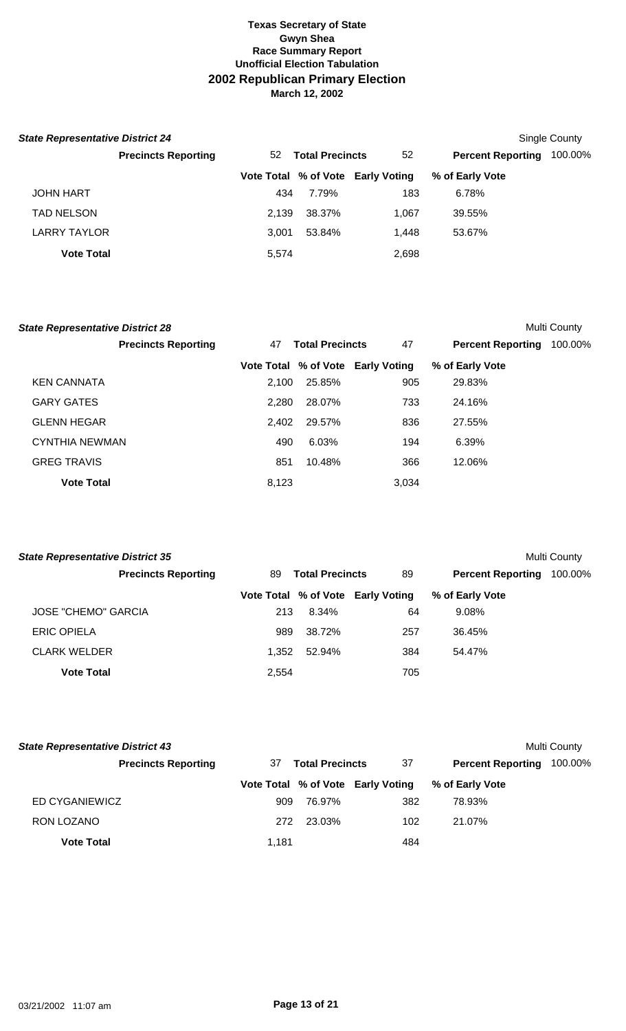**Texas Secretary of State**
**Gwyn Shea**
**Race Summary Report**
**Unofficial Election Tabulation**
# 2002 Republican Primary Election
**March 12, 2002**

***State Representative District 24*** — Single County

**Precincts Reporting** 52 **Total Precincts** 52 **Percent Reporting** 100.00%

| | Vote Total | % of Vote | Early Voting | % of Early Vote |
|---|---|---|---|---|
| JOHN HART | 434 | 7.79% | 183 | 6.78% |
| TAD NELSON | 2,139 | 38.37% | 1,067 | 39.55% |
| LARRY TAYLOR | 3,001 | 53.84% | 1,448 | 53.67% |
| **Vote Total** | 5,574 | | 2,698 | |

***State Representative District 28*** — Multi County

**Precincts Reporting** 47 **Total Precincts** 47 **Percent Reporting** 100.00%

| | Vote Total | % of Vote | Early Voting | % of Early Vote |
|---|---|---|---|---|
| KEN CANNATA | 2,100 | 25.85% | 905 | 29.83% |
| GARY GATES | 2,280 | 28.07% | 733 | 24.16% |
| GLENN HEGAR | 2,402 | 29.57% | 836 | 27.55% |
| CYNTHIA NEWMAN | 490 | 6.03% | 194 | 6.39% |
| GREG TRAVIS | 851 | 10.48% | 366 | 12.06% |
| **Vote Total** | 8,123 | | 3,034 | |

***State Representative District 35*** — Multi County

**Precincts Reporting** 89 **Total Precincts** 89 **Percent Reporting** 100.00%

| | Vote Total | % of Vote | Early Voting | % of Early Vote |
|---|---|---|---|---|
| JOSE "CHEMO" GARCIA | 213 | 8.34% | 64 | 9.08% |
| ERIC OPIELA | 989 | 38.72% | 257 | 36.45% |
| CLARK WELDER | 1,352 | 52.94% | 384 | 54.47% |
| **Vote Total** | 2,554 | | 705 | |

***State Representative District 43*** — Multi County

**Precincts Reporting** 37 **Total Precincts** 37 **Percent Reporting** 100.00%

| | Vote Total | % of Vote | Early Voting | % of Early Vote |
|---|---|---|---|---|
| ED CYGANIEWICZ | 909 | 76.97% | 382 | 78.93% |
| RON LOZANO | 272 | 23.03% | 102 | 21.07% |
| **Vote Total** | 1,181 | | 484 | |

03/21/2002 11:07 am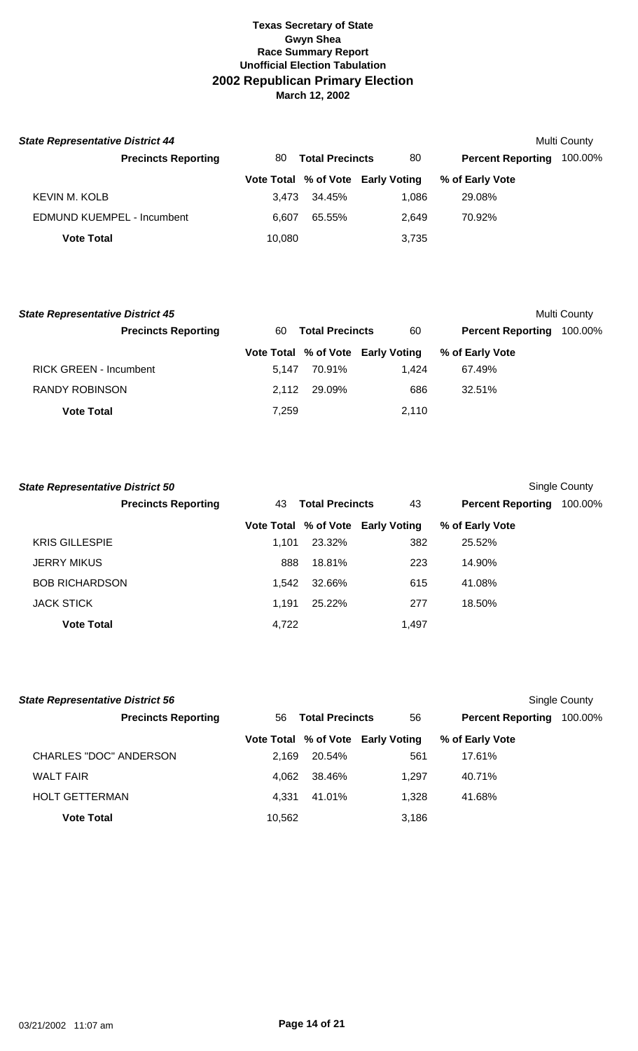**Texas Secretary of State**
**Gwyn Shea**
**Race Summary Report**
**Unofficial Election Tabulation**
## 2002 Republican Primary Election
**March 12, 2002**

### State Representative District 44

Multi County

| Precincts Reporting | 80 | Total Precincts | 80 | Percent Reporting | 100.00% |
|---|---|---|---|---|---|
| | **Vote Total** | **% of Vote** | **Early Voting** | **% of Early Vote** | |
| KEVIN M. KOLB | 3,473 | 34.45% | 1,086 | 29.08% | |
| EDMUND KUEMPEL - Incumbent | 6,607 | 65.55% | 2,649 | 70.92% | |
| **Vote Total** | 10,080 | | 3,735 | | |

### State Representative District 45

Multi County

| Precincts Reporting | 60 | Total Precincts | 60 | Percent Reporting | 100.00% |
|---|---|---|---|---|---|
| | **Vote Total** | **% of Vote** | **Early Voting** | **% of Early Vote** | |
| RICK GREEN - Incumbent | 5,147 | 70.91% | 1,424 | 67.49% | |
| RANDY ROBINSON | 2,112 | 29.09% | 686 | 32.51% | |
| **Vote Total** | 7,259 | | 2,110 | | |

### State Representative District 50

Single County

| Precincts Reporting | 43 | Total Precincts | 43 | Percent Reporting | 100.00% |
|---|---|---|---|---|---|
| | **Vote Total** | **% of Vote** | **Early Voting** | **% of Early Vote** | |
| KRIS GILLESPIE | 1,101 | 23.32% | 382 | 25.52% | |
| JERRY MIKUS | 888 | 18.81% | 223 | 14.90% | |
| BOB RICHARDSON | 1,542 | 32.66% | 615 | 41.08% | |
| JACK STICK | 1,191 | 25.22% | 277 | 18.50% | |
| **Vote Total** | 4,722 | | 1,497 | | |

### State Representative District 56

Single County

| Precincts Reporting | 56 | Total Precincts | 56 | Percent Reporting | 100.00% |
|---|---|---|---|---|---|
| | **Vote Total** | **% of Vote** | **Early Voting** | **% of Early Vote** | |
| CHARLES "DOC" ANDERSON | 2,169 | 20.54% | 561 | 17.61% | |
| WALT FAIR | 4,062 | 38.46% | 1,297 | 40.71% | |
| HOLT GETTERMAN | 4,331 | 41.01% | 1,328 | 41.68% | |
| **Vote Total** | 10,562 | | 3,186 | | |

03/21/2002 11:07 am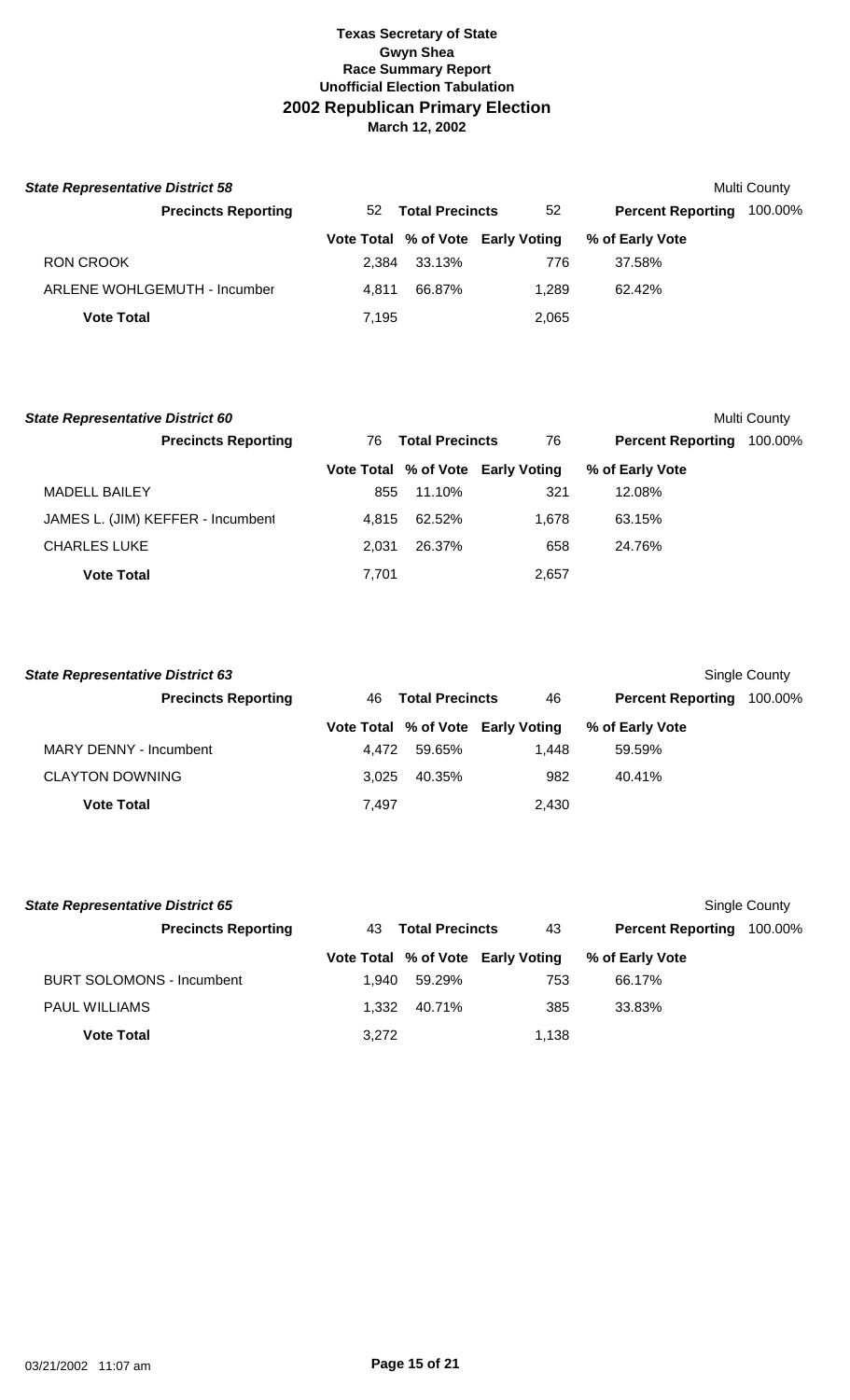**Texas Secretary of State**
**Gwyn Shea**
**Race Summary Report**
**Unofficial Election Tabulation**
## 2002 Republican Primary Election
**March 12, 2002**

### *State Representative District 58*

Multi County

| Precincts Reporting | 52 | Total Precincts | 52 | Percent Reporting | 100.00% |
|---|---|---|---|---|---|

| | Vote Total | % of Vote | Early Voting | % of Early Vote |
|---|---|---|---|---|
| RON CROOK | 2,384 | 33.13% | 776 | 37.58% |
| ARLENE WOHLGEMUTH - Incumber | 4,811 | 66.87% | 1,289 | 62.42% |
| **Vote Total** | 7,195 | | 2,065 | |

### *State Representative District 60*

Multi County

| Precincts Reporting | 76 | Total Precincts | 76 | Percent Reporting | 100.00% |
|---|---|---|---|---|---|

| | Vote Total | % of Vote | Early Voting | % of Early Vote |
|---|---|---|---|---|
| MADELL BAILEY | 855 | 11.10% | 321 | 12.08% |
| JAMES L. (JIM) KEFFER - Incumbent | 4,815 | 62.52% | 1,678 | 63.15% |
| CHARLES LUKE | 2,031 | 26.37% | 658 | 24.76% |
| **Vote Total** | 7,701 | | 2,657 | |

### *State Representative District 63*

Single County

| Precincts Reporting | 46 | Total Precincts | 46 | Percent Reporting | 100.00% |
|---|---|---|---|---|---|

| | Vote Total | % of Vote | Early Voting | % of Early Vote |
|---|---|---|---|---|
| MARY DENNY - Incumbent | 4,472 | 59.65% | 1,448 | 59.59% |
| CLAYTON DOWNING | 3,025 | 40.35% | 982 | 40.41% |
| **Vote Total** | 7,497 | | 2,430 | |

### *State Representative District 65*

Single County

| Precincts Reporting | 43 | Total Precincts | 43 | Percent Reporting | 100.00% |
|---|---|---|---|---|---|

| | Vote Total | % of Vote | Early Voting | % of Early Vote |
|---|---|---|---|---|
| BURT SOLOMONS - Incumbent | 1,940 | 59.29% | 753 | 66.17% |
| PAUL WILLIAMS | 1,332 | 40.71% | 385 | 33.83% |
| **Vote Total** | 3,272 | | 1,138 | |

03/21/2002 11:07 am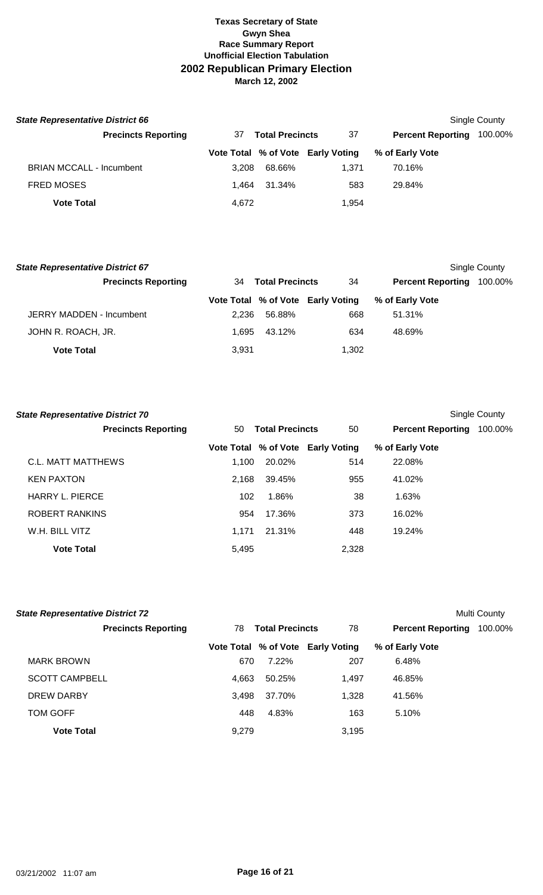**Texas Secretary of State**
**Gwyn Shea**
**Race Summary Report**
**Unofficial Election Tabulation**

# 2002 Republican Primary Election

**March 12, 2002**

### *State Representative District 66*

Single County

| Precincts Reporting | 37 | Total Precincts | 37 | Percent Reporting | 100.00% |
|---|---|---|---|---|---|
| | **Vote Total** | **% of Vote** | **Early Voting** | **% of Early Vote** | |
| BRIAN MCCALL - Incumbent | 3,208 | 68.66% | 1,371 | 70.16% | |
| FRED MOSES | 1,464 | 31.34% | 583 | 29.84% | |
| **Vote Total** | 4,672 | | 1,954 | | |

### *State Representative District 67*

Single County

| Precincts Reporting | 34 | Total Precincts | 34 | Percent Reporting | 100.00% |
|---|---|---|---|---|---|
| | **Vote Total** | **% of Vote** | **Early Voting** | **% of Early Vote** | |
| JERRY MADDEN - Incumbent | 2,236 | 56.88% | 668 | 51.31% | |
| JOHN R. ROACH, JR. | 1,695 | 43.12% | 634 | 48.69% | |
| **Vote Total** | 3,931 | | 1,302 | | |

### *State Representative District 70*

Single County

| Precincts Reporting | 50 | Total Precincts | 50 | Percent Reporting | 100.00% |
|---|---|---|---|---|---|
| | **Vote Total** | **% of Vote** | **Early Voting** | **% of Early Vote** | |
| C.L. MATT MATTHEWS | 1,100 | 20.02% | 514 | 22.08% | |
| KEN PAXTON | 2,168 | 39.45% | 955 | 41.02% | |
| HARRY L. PIERCE | 102 | 1.86% | 38 | 1.63% | |
| ROBERT RANKINS | 954 | 17.36% | 373 | 16.02% | |
| W.H. BILL VITZ | 1,171 | 21.31% | 448 | 19.24% | |
| **Vote Total** | 5,495 | | 2,328 | | |

### *State Representative District 72*

Multi County

| Precincts Reporting | 78 | Total Precincts | 78 | Percent Reporting | 100.00% |
|---|---|---|---|---|---|
| | **Vote Total** | **% of Vote** | **Early Voting** | **% of Early Vote** | |
| MARK BROWN | 670 | 7.22% | 207 | 6.48% | |
| SCOTT CAMPBELL | 4,663 | 50.25% | 1,497 | 46.85% | |
| DREW DARBY | 3,498 | 37.70% | 1,328 | 41.56% | |
| TOM GOFF | 448 | 4.83% | 163 | 5.10% | |
| **Vote Total** | 9,279 | | 3,195 | | |

03/21/2002 11:07 am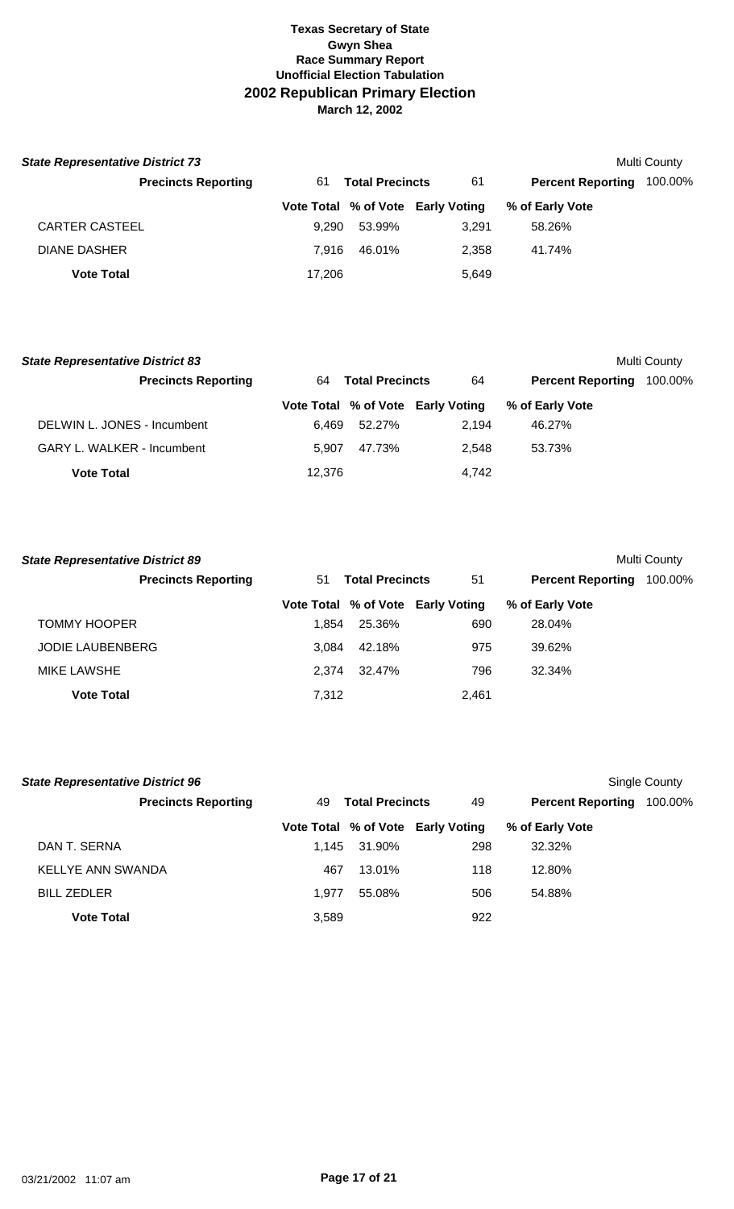# Texas Secretary of State
## Gwyn Shea
### Race Summary Report
### Unofficial Election Tabulation
## 2002 Republican Primary Election
**March 12, 2002**

***State Representative District 73*** — Multi County

| Precincts Reporting | 61 | Total Precincts | 61 | Percent Reporting | 100.00% |
|---|---|---|---|---|---|
| | **Vote Total** | **% of Vote** | **Early Voting** | **% of Early Vote** | |
| CARTER CASTEEL | 9,290 | 53.99% | 3,291 | 58.26% | |
| DIANE DASHER | 7,916 | 46.01% | 2,358 | 41.74% | |
| **Vote Total** | 17,206 | | 5,649 | | |

***State Representative District 83*** — Multi County

| Precincts Reporting | 64 | Total Precincts | 64 | Percent Reporting | 100.00% |
|---|---|---|---|---|---|
| | **Vote Total** | **% of Vote** | **Early Voting** | **% of Early Vote** | |
| DELWIN L. JONES - Incumbent | 6,469 | 52.27% | 2,194 | 46.27% | |
| GARY L. WALKER - Incumbent | 5,907 | 47.73% | 2,548 | 53.73% | |
| **Vote Total** | 12,376 | | 4,742 | | |

***State Representative District 89*** — Multi County

| Precincts Reporting | 51 | Total Precincts | 51 | Percent Reporting | 100.00% |
|---|---|---|---|---|---|
| | **Vote Total** | **% of Vote** | **Early Voting** | **% of Early Vote** | |
| TOMMY HOOPER | 1,854 | 25.36% | 690 | 28.04% | |
| JODIE LAUBENBERG | 3,084 | 42.18% | 975 | 39.62% | |
| MIKE LAWSHE | 2,374 | 32.47% | 796 | 32.34% | |
| **Vote Total** | 7,312 | | 2,461 | | |

***State Representative District 96*** — Single County

| Precincts Reporting | 49 | Total Precincts | 49 | Percent Reporting | 100.00% |
|---|---|---|---|---|---|
| | **Vote Total** | **% of Vote** | **Early Voting** | **% of Early Vote** | |
| DAN T. SERNA | 1,145 | 31.90% | 298 | 32.32% | |
| KELLYE ANN SWANDA | 467 | 13.01% | 118 | 12.80% | |
| BILL ZEDLER | 1,977 | 55.08% | 506 | 54.88% | |
| **Vote Total** | 3,589 | | 922 | | |

03/21/2002 11:07 am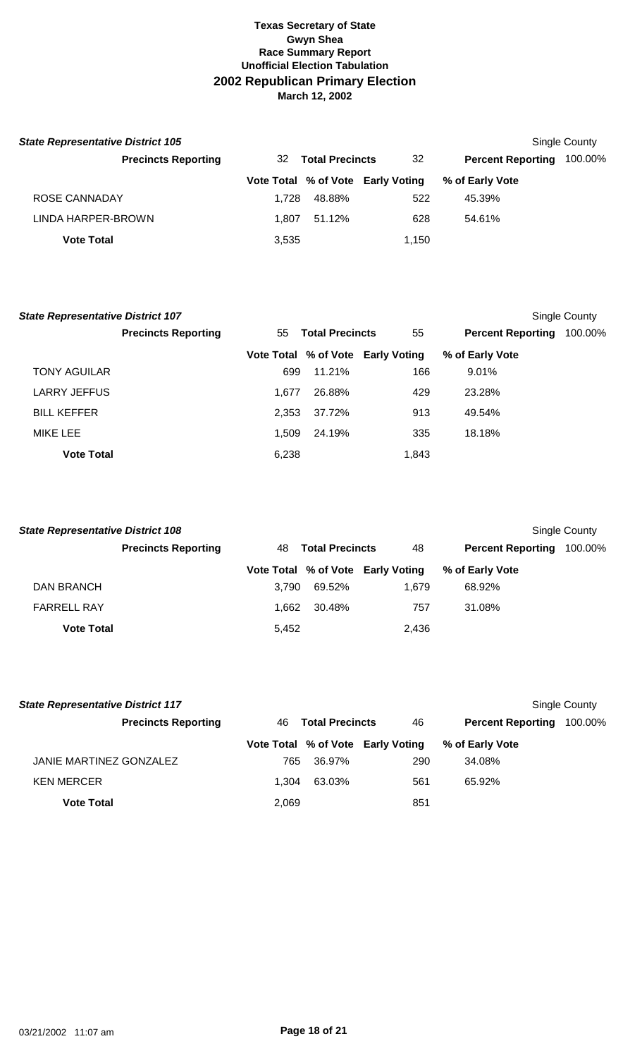**Texas Secretary of State**
**Gwyn Shea**
**Race Summary Report**
**Unofficial Election Tabulation**
## 2002 Republican Primary Election
**March 12, 2002**

### *State Representative District 105*

Single County

| Precincts Reporting | 32 | Total Precincts | 32 | Percent Reporting | 100.00% |
|---|---|---|---|---|---|

| | Vote Total | % of Vote | Early Voting | % of Early Vote |
|---|---|---|---|---|
| ROSE CANNADAY | 1,728 | 48.88% | 522 | 45.39% |
| LINDA HARPER-BROWN | 1,807 | 51.12% | 628 | 54.61% |
| **Vote Total** | 3,535 | | 1,150 | |

### *State Representative District 107*

Single County

| Precincts Reporting | 55 | Total Precincts | 55 | Percent Reporting | 100.00% |
|---|---|---|---|---|---|

| | Vote Total | % of Vote | Early Voting | % of Early Vote |
|---|---|---|---|---|
| TONY AGUILAR | 699 | 11.21% | 166 | 9.01% |
| LARRY JEFFUS | 1,677 | 26.88% | 429 | 23.28% |
| BILL KEFFER | 2,353 | 37.72% | 913 | 49.54% |
| MIKE LEE | 1,509 | 24.19% | 335 | 18.18% |
| **Vote Total** | 6,238 | | 1,843 | |

### *State Representative District 108*

Single County

| Precincts Reporting | 48 | Total Precincts | 48 | Percent Reporting | 100.00% |
|---|---|---|---|---|---|

| | Vote Total | % of Vote | Early Voting | % of Early Vote |
|---|---|---|---|---|
| DAN BRANCH | 3,790 | 69.52% | 1,679 | 68.92% |
| FARRELL RAY | 1,662 | 30.48% | 757 | 31.08% |
| **Vote Total** | 5,452 | | 2,436 | |

### *State Representative District 117*

Single County

| Precincts Reporting | 46 | Total Precincts | 46 | Percent Reporting | 100.00% |
|---|---|---|---|---|---|

| | Vote Total | % of Vote | Early Voting | % of Early Vote |
|---|---|---|---|---|
| JANIE MARTINEZ GONZALEZ | 765 | 36.97% | 290 | 34.08% |
| KEN MERCER | 1,304 | 63.03% | 561 | 65.92% |
| **Vote Total** | 2,069 | | 851 | |

03/21/2002 11:07 am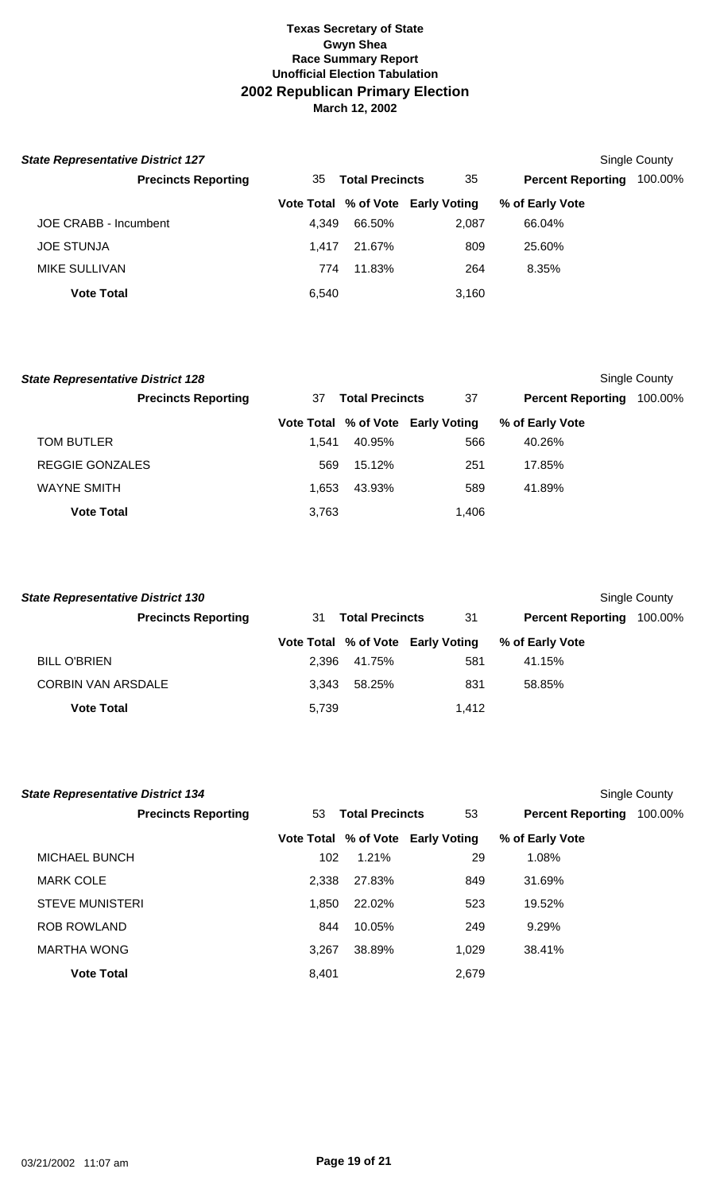**Texas Secretary of State**
**Gwyn Shea**
**Race Summary Report**
**Unofficial Election Tabulation**
## 2002 Republican Primary Election
**March 12, 2002**

### *State Representative District 127*

Single County

**Precincts Reporting** 35 **Total Precincts** 35 **Percent Reporting** 100.00%

| | Vote Total | % of Vote | Early Voting | % of Early Vote |
|---|---|---|---|---|
| JOE CRABB - Incumbent | 4,349 | 66.50% | 2,087 | 66.04% |
| JOE STUNJA | 1,417 | 21.67% | 809 | 25.60% |
| MIKE SULLIVAN | 774 | 11.83% | 264 | 8.35% |
| **Vote Total** | 6,540 | | 3,160 | |

### *State Representative District 128*

Single County

**Precincts Reporting** 37 **Total Precincts** 37 **Percent Reporting** 100.00%

| | Vote Total | % of Vote | Early Voting | % of Early Vote |
|---|---|---|---|---|
| TOM BUTLER | 1,541 | 40.95% | 566 | 40.26% |
| REGGIE GONZALES | 569 | 15.12% | 251 | 17.85% |
| WAYNE SMITH | 1,653 | 43.93% | 589 | 41.89% |
| **Vote Total** | 3,763 | | 1,406 | |

### *State Representative District 130*

Single County

**Precincts Reporting** 31 **Total Precincts** 31 **Percent Reporting** 100.00%

| | Vote Total | % of Vote | Early Voting | % of Early Vote |
|---|---|---|---|---|
| BILL O'BRIEN | 2,396 | 41.75% | 581 | 41.15% |
| CORBIN VAN ARSDALE | 3,343 | 58.25% | 831 | 58.85% |
| **Vote Total** | 5,739 | | 1,412 | |

### *State Representative District 134*

Single County

**Precincts Reporting** 53 **Total Precincts** 53 **Percent Reporting** 100.00%

| | Vote Total | % of Vote | Early Voting | % of Early Vote |
|---|---|---|---|---|
| MICHAEL BUNCH | 102 | 1.21% | 29 | 1.08% |
| MARK COLE | 2,338 | 27.83% | 849 | 31.69% |
| STEVE MUNISTERI | 1,850 | 22.02% | 523 | 19.52% |
| ROB ROWLAND | 844 | 10.05% | 249 | 9.29% |
| MARTHA WONG | 3,267 | 38.89% | 1,029 | 38.41% |
| **Vote Total** | 8,401 | | 2,679 | |

03/21/2002 11:07 am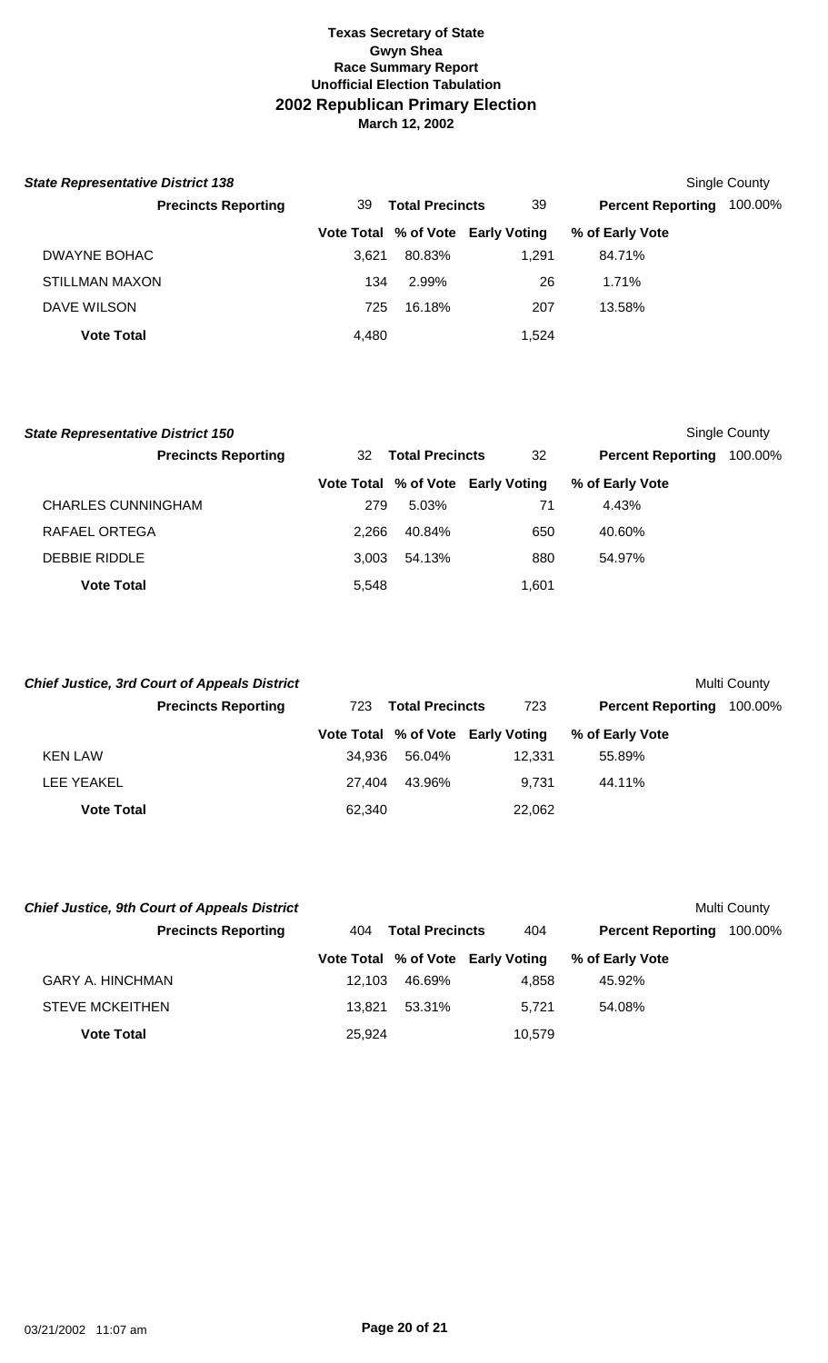# Texas Secretary of State
## Gwyn Shea
## Race Summary Report
## Unofficial Election Tabulation
## 2002 Republican Primary Election
**March 12, 2002**

***State Representative District 138*** — Single County

| Precincts Reporting | 39 | Total Precincts | 39 | Percent Reporting 100.00% |
|---|---|---|---|---|
| | **Vote Total** | **% of Vote** | **Early Voting** | **% of Early Vote** |
| DWAYNE BOHAC | 3,621 | 80.83% | 1,291 | 84.71% |
| STILLMAN MAXON | 134 | 2.99% | 26 | 1.71% |
| DAVE WILSON | 725 | 16.18% | 207 | 13.58% |
| **Vote Total** | 4,480 | | 1,524 | |

***State Representative District 150*** — Single County

| Precincts Reporting | 32 | Total Precincts | 32 | Percent Reporting 100.00% |
|---|---|---|---|---|
| | **Vote Total** | **% of Vote** | **Early Voting** | **% of Early Vote** |
| CHARLES CUNNINGHAM | 279 | 5.03% | 71 | 4.43% |
| RAFAEL ORTEGA | 2,266 | 40.84% | 650 | 40.60% |
| DEBBIE RIDDLE | 3,003 | 54.13% | 880 | 54.97% |
| **Vote Total** | 5,548 | | 1,601 | |

***Chief Justice, 3rd Court of Appeals District*** — Multi County

| Precincts Reporting | 723 | Total Precincts | 723 | Percent Reporting 100.00% |
|---|---|---|---|---|
| | **Vote Total** | **% of Vote** | **Early Voting** | **% of Early Vote** |
| KEN LAW | 34,936 | 56.04% | 12,331 | 55.89% |
| LEE YEAKEL | 27,404 | 43.96% | 9,731 | 44.11% |
| **Vote Total** | 62,340 | | 22,062 | |

***Chief Justice, 9th Court of Appeals District*** — Multi County

| Precincts Reporting | 404 | Total Precincts | 404 | Percent Reporting 100.00% |
|---|---|---|---|---|
| | **Vote Total** | **% of Vote** | **Early Voting** | **% of Early Vote** |
| GARY A. HINCHMAN | 12,103 | 46.69% | 4,858 | 45.92% |
| STEVE MCKEITHEN | 13,821 | 53.31% | 5,721 | 54.08% |
| **Vote Total** | 25,924 | | 10,579 | |

03/21/2002 11:07 am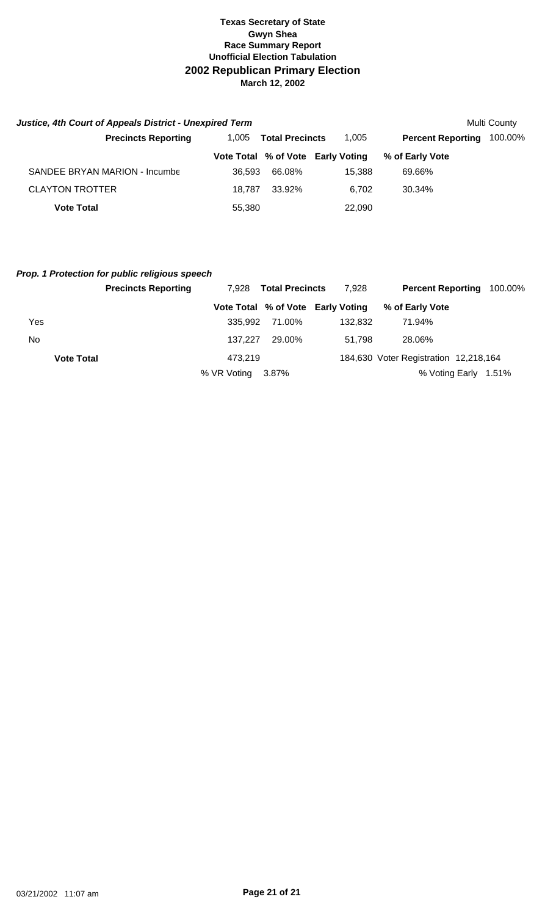**Texas Secretary of State**
**Gwyn Shea**
**Race Summary Report**
**Unofficial Election Tabulation**
**2002 Republican Primary Election**
**March 12, 2002**

***Justice, 4th Court of Appeals District - Unexpired Term*** Multi County

| **Precincts Reporting** | 1,005 | **Total Precincts** | 1,005 | **Percent Reporting** | 100.00% |
|---|---|---|---|---|---|
| | **Vote Total** | **% of Vote** | **Early Voting** | **% of Early Vote** | |
| SANDEE BRYAN MARION - Incumbe | 36,593 | 66.08% | 15,388 | 69.66% | |
| CLAYTON TROTTER | 18,787 | 33.92% | 6,702 | 30.34% | |
| **Vote Total** | 55,380 | | 22,090 | | |

***Prop. 1 Protection for public religious speech***

| **Precincts Reporting** | 7,928 | **Total Precincts** | 7,928 | **Percent Reporting** | 100.00% |
|---|---|---|---|---|---|
| | **Vote Total** | **% of Vote** | **Early Voting** | **% of Early Vote** | |
| Yes | 335,992 | 71.00% | 132,832 | 71.94% | |
| No | 137,227 | 29.00% | 51,798 | 28.06% | |
| **Vote Total** | 473,219 | | 184,630 | Voter Registration | 12,218,164 |
| | % VR Voting | 3.87% | | % Voting Early | 1.51% |

03/21/2002 11:07 am